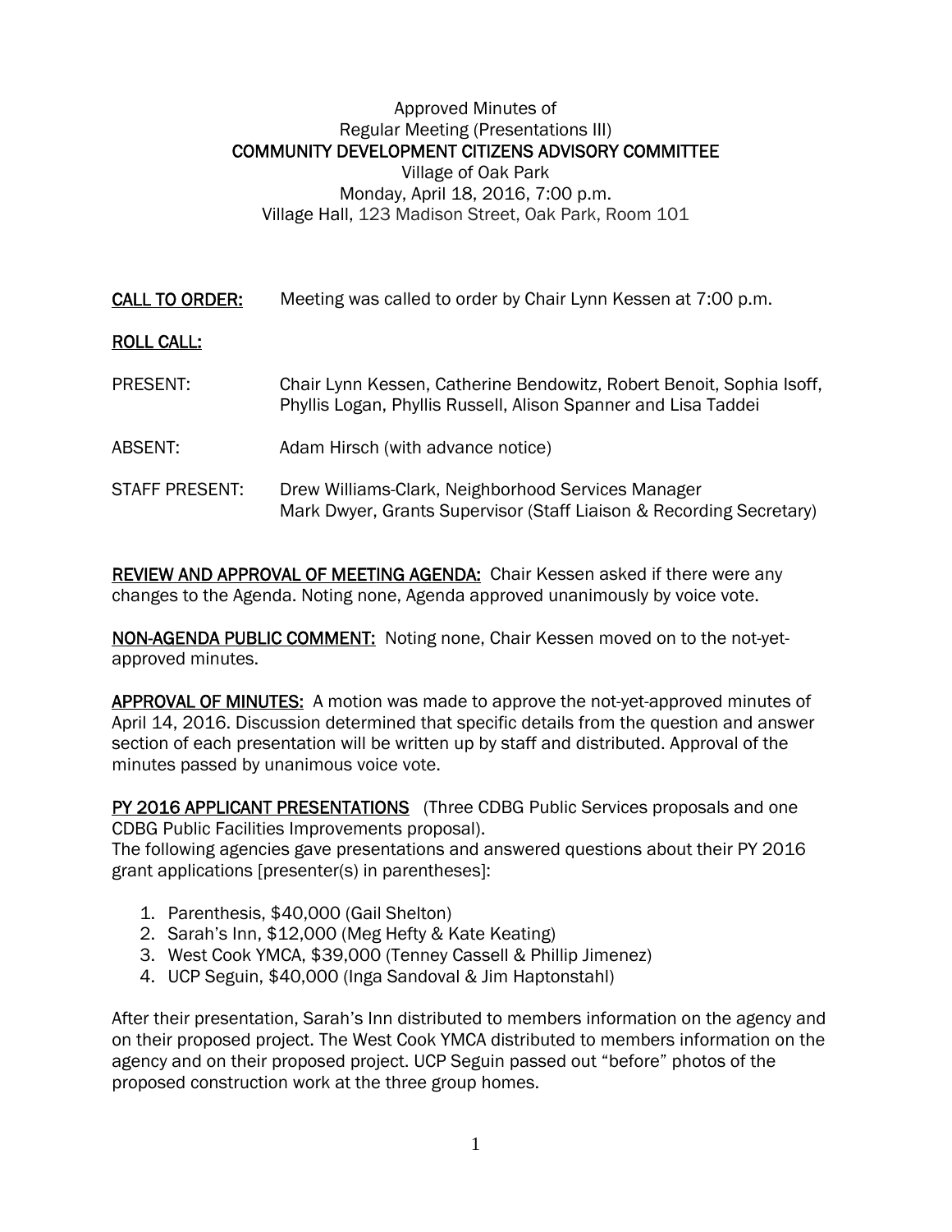Approved Minutes of
Regular Meeting (Presentations III)
**COMMUNITY DEVELOPMENT CITIZENS ADVISORY COMMITTEE**
Village of Oak Park
Monday, April 18, 2016, 7:00 p.m.
Village Hall, 123 Madison Street, Oak Park, Room 101

**CALL TO ORDER:** Meeting was called to order by Chair Lynn Kessen at 7:00 p.m.

**ROLL CALL:**

PRESENT: Chair Lynn Kessen, Catherine Bendowitz, Robert Benoit, Sophia Isoff, Phyllis Logan, Phyllis Russell, Alison Spanner and Lisa Taddei

ABSENT: Adam Hirsch (with advance notice)

STAFF PRESENT: Drew Williams-Clark, Neighborhood Services Manager
Mark Dwyer, Grants Supervisor (Staff Liaison & Recording Secretary)

**REVIEW AND APPROVAL OF MEETING AGENDA:** Chair Kessen asked if there were any changes to the Agenda. Noting none, Agenda approved unanimously by voice vote.

**NON-AGENDA PUBLIC COMMENT:** Noting none, Chair Kessen moved on to the not-yet-approved minutes.

**APPROVAL OF MINUTES:** A motion was made to approve the not-yet-approved minutes of April 14, 2016. Discussion determined that specific details from the question and answer section of each presentation will be written up by staff and distributed. Approval of the minutes passed by unanimous voice vote.

**PY 2016 APPLICANT PRESENTATIONS** (Three CDBG Public Services proposals and one CDBG Public Facilities Improvements proposal).
The following agencies gave presentations and answered questions about their PY 2016 grant applications [presenter(s) in parentheses]:

1. Parenthesis, $40,000 (Gail Shelton)
2. Sarah's Inn, $12,000 (Meg Hefty & Kate Keating)
3. West Cook YMCA, $39,000 (Tenney Cassell & Phillip Jimenez)
4. UCP Seguin, $40,000 (Inga Sandoval & Jim Haptonstahl)

After their presentation, Sarah's Inn distributed to members information on the agency and on their proposed project. The West Cook YMCA distributed to members information on the agency and on their proposed project. UCP Seguin passed out "before" photos of the proposed construction work at the three group homes.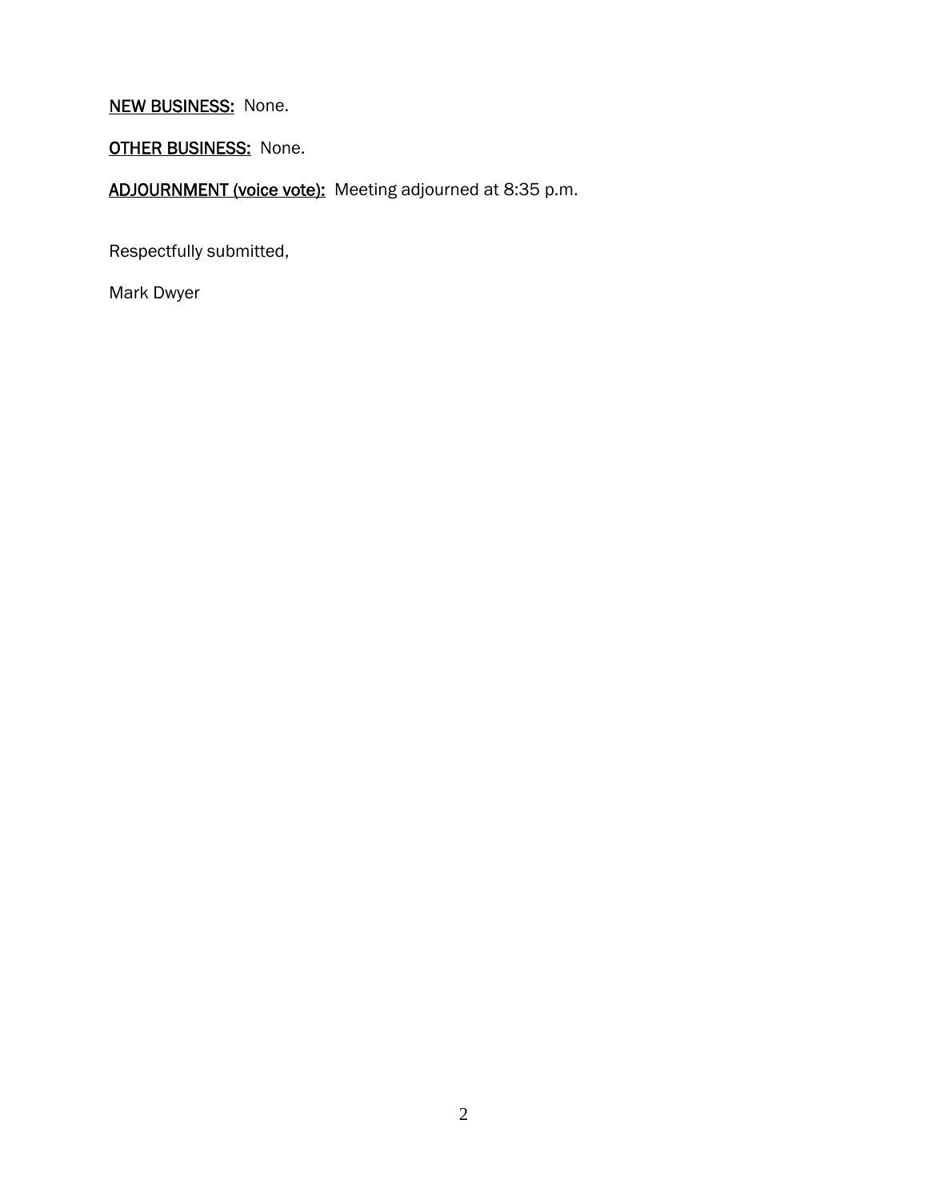<u>**NEW BUSINESS:**</u> None.

<u>**OTHER BUSINESS:**</u> None.

<u>**ADJOURNMENT (voice vote):**</u> Meeting adjourned at 8:35 p.m.

Respectfully submitted,

Mark Dwyer